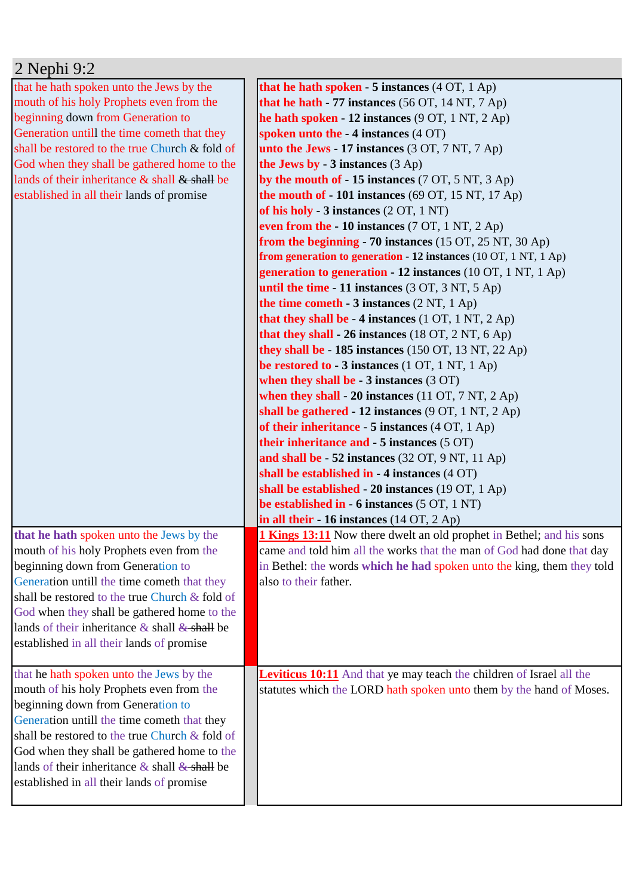# 2 Nephi 9:2

| | |
|---|---|
| that he hath spoken unto the Jews by the mouth of his holy Prophets even from the beginning down from Generation to Generation untill the time cometh that they shall be restored to the true Church & fold of God when they shall be gathered home to the lands of their inheritance & shall ~~& shall~~ be established in all their lands of promise | **that he hath spoken** - **5 instances** (4 OT, 1 Ap)<br>**that he hath** - **77 instances** (56 OT, 14 NT, 7 Ap)<br>**he hath spoken** - **12 instances** (9 OT, 1 NT, 2 Ap)<br>**spoken unto the** - **4 instances** (4 OT)<br>**unto the Jews** - **17 instances** (3 OT, 7 NT, 7 Ap)<br>**the Jews by** - **3 instances** (3 Ap)<br>**by the mouth of** - **15 instances** (7 OT, 5 NT, 3 Ap)<br>**the mouth of** - **101 instances** (69 OT, 15 NT, 17 Ap)<br>**of his holy** - **3 instances** (2 OT, 1 NT)<br>**even from the** - **10 instances** (7 OT, 1 NT, 2 Ap)<br>**from the beginning** - **70 instances** (15 OT, 25 NT, 30 Ap)<br>**from generation to generation** - **12 instances** (10 OT, 1 NT, 1 Ap)<br>**generation to generation** - **12 instances** (10 OT, 1 NT, 1 Ap)<br>**until the time** - **11 instances** (3 OT, 3 NT, 5 Ap)<br>**the time cometh** - **3 instances** (2 NT, 1 Ap)<br>**that they shall be** - **4 instances** (1 OT, 1 NT, 2 Ap)<br>**that they shall** - **26 instances** (18 OT, 2 NT, 6 Ap)<br>**they shall be** - **185 instances** (150 OT, 13 NT, 22 Ap)<br>**be restored to** - **3 instances** (1 OT, 1 NT, 1 Ap)<br>**when they shall be** - **3 instances** (3 OT)<br>**when they shall** - **20 instances** (11 OT, 7 NT, 2 Ap)<br>**shall be gathered** - **12 instances** (9 OT, 1 NT, 2 Ap)<br>**of their inheritance** - **5 instances** (4 OT, 1 Ap)<br>**their inheritance and** - **5 instances** (5 OT)<br>**and shall be** - **52 instances** (32 OT, 9 NT, 11 Ap)<br>**shall be established in** - **4 instances** (4 OT)<br>**shall be established** - **20 instances** (19 OT, 1 Ap)<br>**be established in** - **6 instances** (5 OT, 1 NT)<br>**in all their** - **16 instances** (14 OT, 2 Ap) |
| **that he hath** spoken unto the Jews by the mouth of his holy Prophets even from the beginning down from Generation to Generation untill the time cometh that they shall be restored to the true Church & fold of God when they shall be gathered home to the lands of their inheritance & shall ~~& shall~~ be established in all their lands of promise | **1 Kings 13:11** Now there dwelt an old prophet in Bethel; and his sons came and told him all the works that the man of God had done that day in Bethel: the words **which he had** spoken unto the king, them they told also to their father. |
| that he hath spoken unto the Jews by the mouth of his holy Prophets even from the beginning down from Generation to Generation untill the time cometh that they shall be restored to the true Church & fold of God when they shall be gathered home to the lands of their inheritance & shall ~~& shall~~ be established in all their lands of promise | **Leviticus 10:11** And that ye may teach the children of Israel all the statutes which the LORD hath spoken unto them by the hand of Moses. |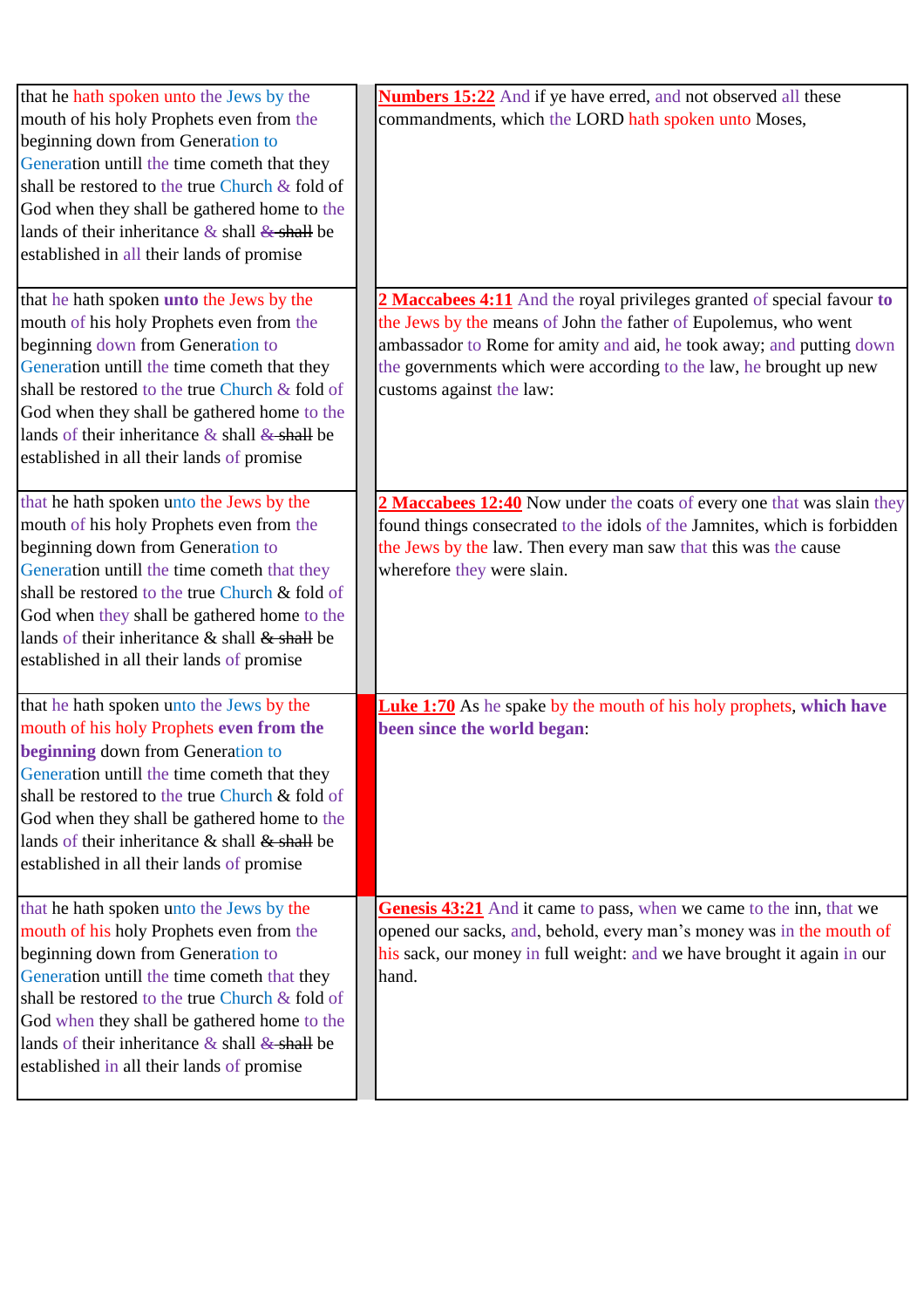| that he hath spoken unto the Jews by the mouth of his holy Prophets even from the beginning down from Generation to Generation untill the time cometh that they shall be restored to the true Church & fold of God when they shall be gathered home to the lands of their inheritance & shall ~~& shall~~ be established in all their lands of promise | | **Numbers 15:22** And if ye have erred, and not observed all these commandments, which the LORD hath spoken unto Moses, |
|---|---|---|
| that he hath spoken **unto** the Jews by the mouth of his holy Prophets even from the beginning down from Generation to Generation untill the time cometh that they shall be restored to the true Church & fold of God when they shall be gathered home to the lands of their inheritance & shall ~~& shall~~ be established in all their lands of promise | | **2 Maccabees 4:11** And the royal privileges granted of special favour **to** the Jews by the means of John the father of Eupolemus, who went ambassador to Rome for amity and aid, he took away; and putting down the governments which were according to the law, he brought up new customs against the law: |
| that he hath spoken unto the Jews by the mouth of his holy Prophets even from the beginning down from Generation to Generation untill the time cometh that they shall be restored to the true Church & fold of God when they shall be gathered home to the lands of their inheritance & shall ~~& shall~~ be established in all their lands of promise | | **2 Maccabees 12:40** Now under the coats of every one that was slain they found things consecrated to the idols of the Jamnites, which is forbidden the Jews by the law. Then every man saw that this was the cause wherefore they were slain. |
| that he hath spoken unto the Jews by the mouth of his holy Prophets **even from the beginning** down from Generation to Generation untill the time cometh that they shall be restored to the true Church & fold of God when they shall be gathered home to the lands of their inheritance & shall ~~& shall~~ be established in all their lands of promise | | **Luke 1:70** As he spake by the mouth of his holy prophets, **which have been since the world began**: |
| that he hath spoken unto the Jews by the mouth of his holy Prophets even from the beginning down from Generation to Generation untill the time cometh that they shall be restored to the true Church & fold of God when they shall be gathered home to the lands of their inheritance & shall ~~& shall~~ be established in all their lands of promise | | **Genesis 43:21** And it came to pass, when we came to the inn, that we opened our sacks, and, behold, every man's money was in the mouth of his sack, our money in full weight: and we have brought it again in our hand. |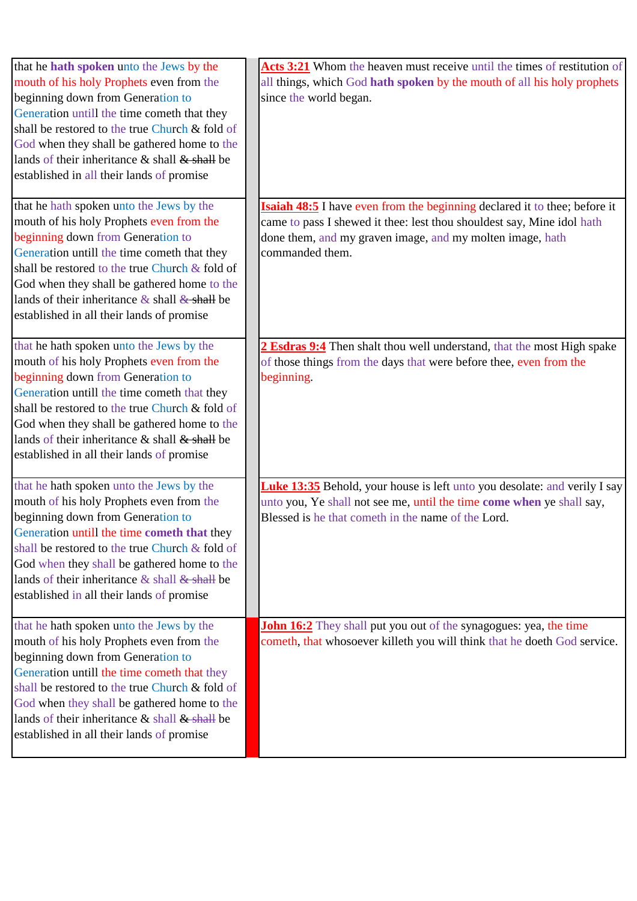| | | |
|---|---|---|
| that he **hath spoken** unto the Jews by the mouth of his holy Prophets even from the beginning down from Generation to Generation untill the time cometh that they shall be restored to the true Church & fold of God when they shall be gathered home to the lands of their inheritance & shall ~~& shall~~ be established in all their lands of promise | | **Acts 3:21** Whom the heaven must receive until the times of restitution of all things, which God **hath spoken** by the mouth of all his holy prophets since the world began. |
| that he hath spoken unto the Jews by the mouth of his holy Prophets even from the beginning down from Generation to Generation untill the time cometh that they shall be restored to the true Church & fold of God when they shall be gathered home to the lands of their inheritance & shall ~~& shall~~ be established in all their lands of promise | | **Isaiah 48:5** I have even from the beginning declared it to thee; before it came to pass I shewed it thee: lest thou shouldest say, Mine idol hath done them, and my graven image, and my molten image, hath commanded them. |
| that he hath spoken unto the Jews by the mouth of his holy Prophets even from the beginning down from Generation to Generation untill the time cometh that they shall be restored to the true Church & fold of God when they shall be gathered home to the lands of their inheritance & shall ~~& shall~~ be established in all their lands of promise | | **2 Esdras 9:4** Then shalt thou well understand, that the most High spake of those things from the days that were before thee, even from the beginning. |
| that he hath spoken unto the Jews by the mouth of his holy Prophets even from the beginning down from Generation to Generation untill the time **cometh that** they shall be restored to the true Church & fold of God when they shall be gathered home to the lands of their inheritance & shall ~~& shall~~ be established in all their lands of promise | | **Luke 13:35** Behold, your house is left unto you desolate: and verily I say unto you, Ye shall not see me, until the time **come when** ye shall say, Blessed is he that cometh in the name of the Lord. |
| that he hath spoken unto the Jews by the mouth of his holy Prophets even from the beginning down from Generation to Generation untill the time cometh that they shall be restored to the true Church & fold of God when they shall be gathered home to the lands of their inheritance & shall ~~& shall~~ be established in all their lands of promise | | **John 16:2** They shall put you out of the synagogues: yea, the time cometh, that whosoever killeth you will think that he doeth God service. |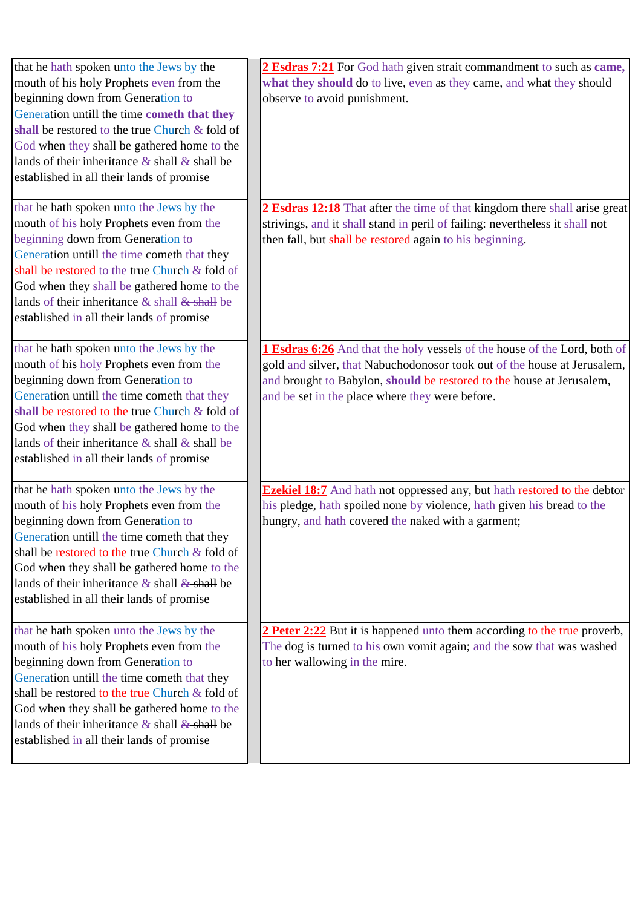| | |
|---|---|
| that he hath spoken unto the Jews by the mouth of his holy Prophets even from the beginning down from Generation to Generation untill the time **cometh that they shall** be restored to the true Church & fold of God when they shall be gathered home to the lands of their inheritance & shall ~~& shall~~ be established in all their lands of promise | **2 Esdras 7:21** For God hath given strait commandment to such as **came, what they should** do to live, even as they came, and what they should observe to avoid punishment. |
| that he hath spoken unto the Jews by the mouth of his holy Prophets even from the beginning down from Generation to Generation untill the time cometh that they shall be restored to the true Church & fold of God when they shall be gathered home to the lands of their inheritance & shall ~~& shall~~ be established in all their lands of promise | **2 Esdras 12:18** That after the time of that kingdom there shall arise great strivings, and it shall stand in peril of failing: nevertheless it shall not then fall, but shall be restored again to his beginning. |
| that he hath spoken unto the Jews by the mouth of his holy Prophets even from the beginning down from Generation to Generation untill the time cometh that they **shall** be restored to the true Church & fold of God when they shall be gathered home to the lands of their inheritance & shall ~~& shall~~ be established in all their lands of promise | **1 Esdras 6:26** And that the holy vessels of the house of the Lord, both of gold and silver, that Nabuchodonosor took out of the house at Jerusalem, and brought to Babylon, **should** be restored to the house at Jerusalem, and be set in the place where they were before. |
| that he hath spoken unto the Jews by the mouth of his holy Prophets even from the beginning down from Generation to Generation untill the time cometh that they shall be restored to the true Church & fold of God when they shall be gathered home to the lands of their inheritance & shall ~~& shall~~ be established in all their lands of promise | **Ezekiel 18:7** And hath not oppressed any, but hath restored to the debtor his pledge, hath spoiled none by violence, hath given his bread to the hungry, and hath covered the naked with a garment; |
| that he hath spoken unto the Jews by the mouth of his holy Prophets even from the beginning down from Generation to Generation untill the time cometh that they shall be restored to the true Church & fold of God when they shall be gathered home to the lands of their inheritance & shall ~~& shall~~ be established in all their lands of promise | **2 Peter 2:22** But it is happened unto them according to the true proverb, The dog is turned to his own vomit again; and the sow that was washed to her wallowing in the mire. |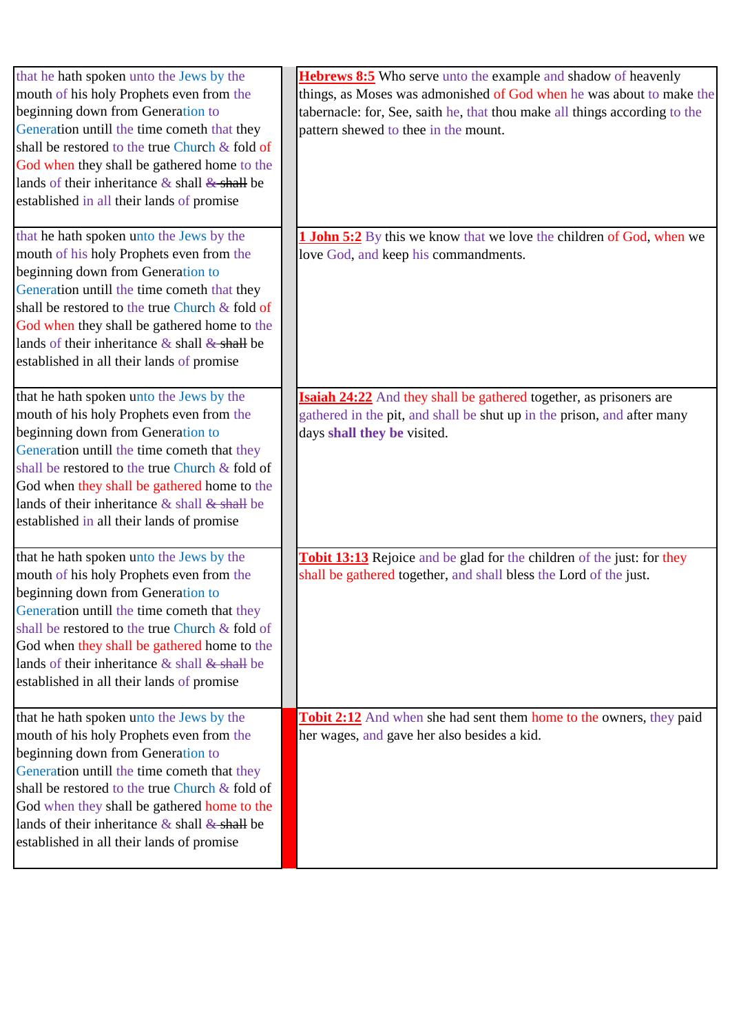| | | |
|---|---|---|
| that he hath spoken unto the Jews by the mouth of his holy Prophets even from the beginning down from Generation to Generation untill the time cometh that they shall be restored to the true Church & fold of God when they shall be gathered home to the lands of their inheritance & shall ~~& shall~~ be established in all their lands of promise | | **Hebrews 8:5** Who serve unto the example and shadow of heavenly things, as Moses was admonished of God when he was about to make the tabernacle: for, See, saith he, that thou make all things according to the pattern shewed to thee in the mount. |
| that he hath spoken unto the Jews by the mouth of his holy Prophets even from the beginning down from Generation to Generation untill the time cometh that they shall be restored to the true Church & fold of God when they shall be gathered home to the lands of their inheritance & shall ~~& shall~~ be established in all their lands of promise | | **1 John 5:2** By this we know that we love the children of God, when we love God, and keep his commandments. |
| that he hath spoken unto the Jews by the mouth of his holy Prophets even from the beginning down from Generation to Generation untill the time cometh that they shall be restored to the true Church & fold of God when they shall be gathered home to the lands of their inheritance & shall ~~& shall~~ be established in all their lands of promise | | **Isaiah 24:22** And they shall be gathered together, as prisoners are gathered in the pit, and shall be shut up in the prison, and after many days **shall they be** visited. |
| that he hath spoken unto the Jews by the mouth of his holy Prophets even from the beginning down from Generation to Generation untill the time cometh that they shall be restored to the true Church & fold of God when they shall be gathered home to the lands of their inheritance & shall ~~& shall~~ be established in all their lands of promise | | **Tobit 13:13** Rejoice and be glad for the children of the just: for they shall be gathered together, and shall bless the Lord of the just. |
| that he hath spoken unto the Jews by the mouth of his holy Prophets even from the beginning down from Generation to Generation untill the time cometh that they shall be restored to the true Church & fold of God when they shall be gathered home to the lands of their inheritance & shall ~~& shall~~ be established in all their lands of promise | | **Tobit 2:12** And when she had sent them home to the owners, they paid her wages, and gave her also besides a kid. |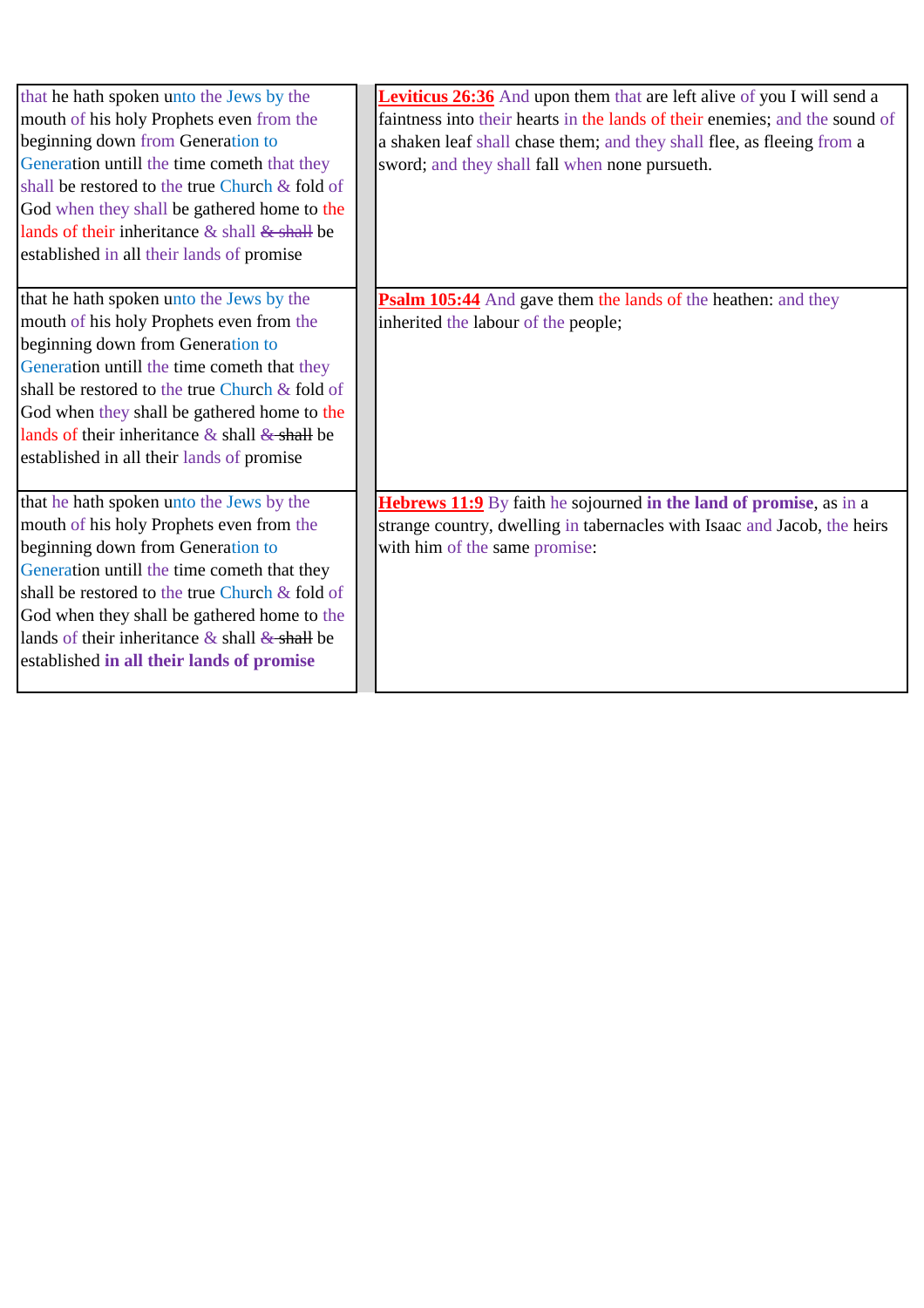| | |
|---|---|
| that he hath spoken unto the Jews by the mouth of his holy Prophets even from the beginning down from Generation to Generation untill the time cometh that they shall be restored to the true Church & fold of God when they shall be gathered home to the lands of their inheritance & shall ~~& shall~~ be established in all their lands of promise | **Leviticus 26:36** And upon them that are left alive of you I will send a faintness into their hearts in the lands of their enemies; and the sound of a shaken leaf shall chase them; and they shall flee, as fleeing from a sword; and they shall fall when none pursueth. |
| that he hath spoken unto the Jews by the mouth of his holy Prophets even from the beginning down from Generation to Generation untill the time cometh that they shall be restored to the true Church & fold of God when they shall be gathered home to the lands of their inheritance & shall ~~& shall~~ be established in all their lands of promise | **Psalm 105:44** And gave them the lands of the heathen: and they inherited the labour of the people; |
| that he hath spoken unto the Jews by the mouth of his holy Prophets even from the beginning down from Generation to Generation untill the time cometh that they shall be restored to the true Church & fold of God when they shall be gathered home to the lands of their inheritance & shall ~~& shall~~ be established **in all their lands of promise** | **Hebrews 11:9** By faith he sojourned **in the land of promise**, as in a strange country, dwelling in tabernacles with Isaac and Jacob, the heirs with him of the same promise: |